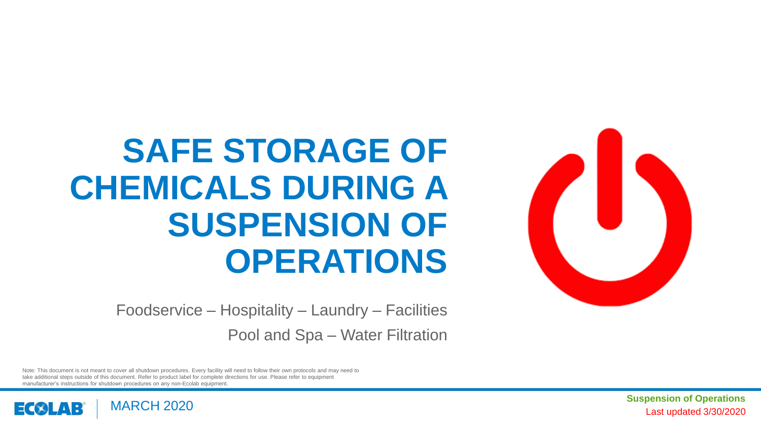# SAFE STORAGE OF CHEMICALS DURING A SUSPENSION OF OPERATIONS

Foodservice – Hospitality – Laundry – Facilities

Pool and Spa – Water Filtration

Note: This document is not meant to cover all shutdown procedures. Every facility will need to follow their own protocols and may need to take additional steps outside of this document. Refer to product label for complete directions for use. Please refer to equipment manufacturer's instructions for shutdown procedures on any non-Ecolab equipment.

ECOLAB | MARCH 2020

**Suspension of Operations**

Last updated 3/30/2020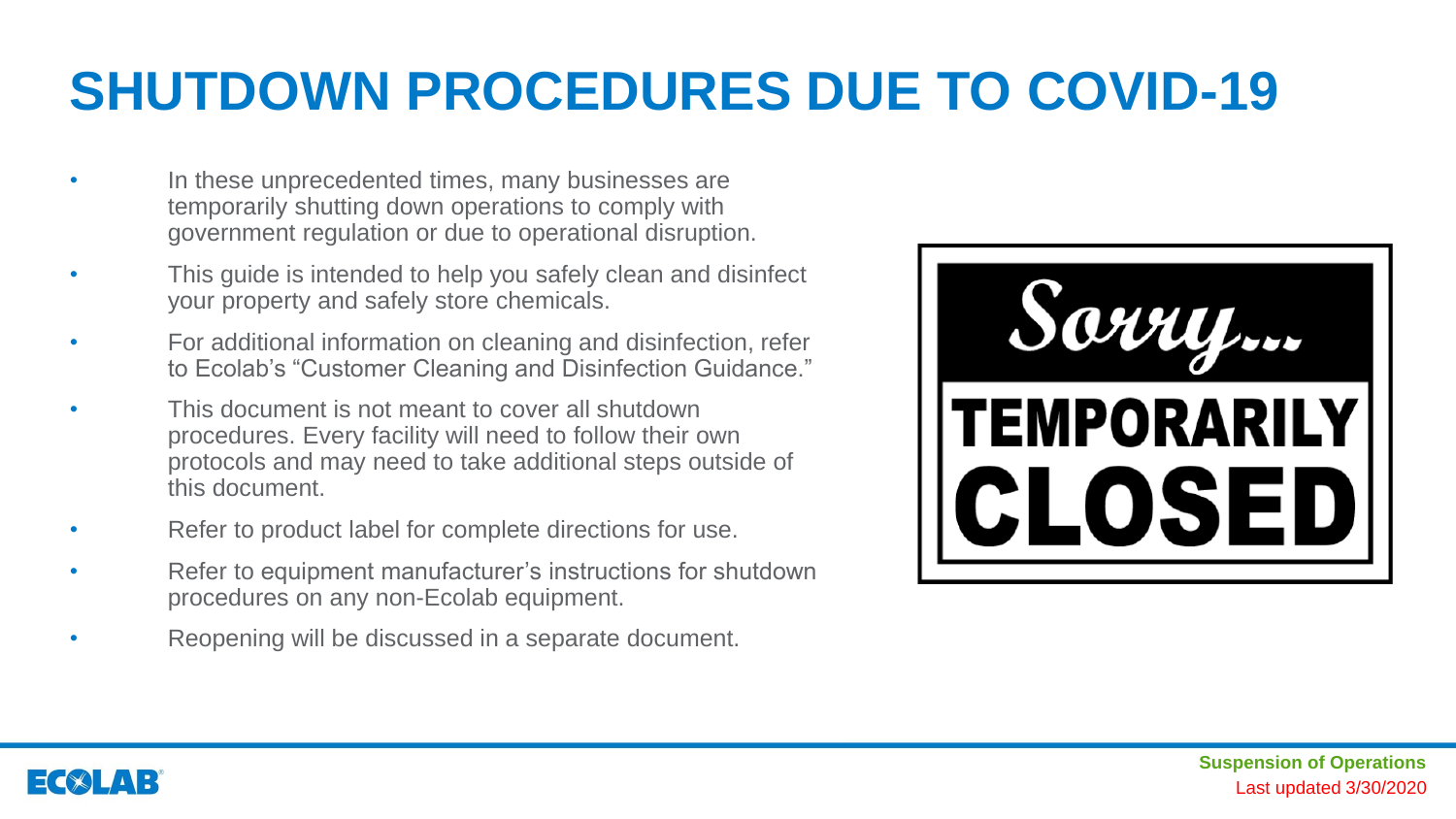# SHUTDOWN PROCEDURES DUE TO COVID-19

- In these unprecedented times, many businesses are temporarily shutting down operations to comply with government regulation or due to operational disruption.
- This guide is intended to help you safely clean and disinfect your property and safely store chemicals.
- For additional information on cleaning and disinfection, refer to Ecolab's "Customer Cleaning and Disinfection Guidance."
- This document is not meant to cover all shutdown procedures. Every facility will need to follow their own protocols and may need to take additional steps outside of this document.
- Refer to product label for complete directions for use.
- Refer to equipment manufacturer's instructions for shutdown procedures on any non-Ecolab equipment.
- Reopening will be discussed in a separate document.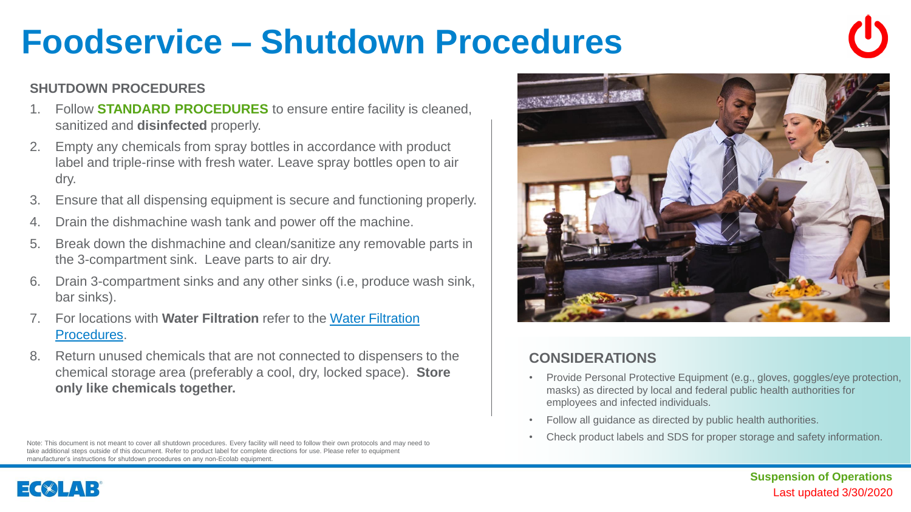# Foodservice – Shutdown Procedures

## SHUTDOWN PROCEDURES

1. Follow **STANDARD PROCEDURES** to ensure entire facility is cleaned, sanitized and **disinfected** properly.
2. Empty any chemicals from spray bottles in accordance with product label and triple-rinse with fresh water. Leave spray bottles open to air dry.
3. Ensure that all dispensing equipment is secure and functioning properly.
4. Drain the dishmachine wash tank and power off the machine.
5. Break down the dishmachine and clean/sanitize any removable parts in the 3-compartment sink. Leave parts to air dry.
6. Drain 3-compartment sinks and any other sinks (i.e, produce wash sink, bar sinks).
7. For locations with **Water Filtration** refer to the Water Filtration Procedures.
8. Return unused chemicals that are not connected to dispensers to the chemical storage area (preferably a cool, dry, locked space). **Store only like chemicals together.**

Note: This document is not meant to cover all shutdown procedures. Every facility will need to follow their own protocols and may need to take additional steps outside of this document. Refer to product label for complete directions for use. Please refer to equipment manufacturer's instructions for shutdown procedures on any non-Ecolab equipment.

## CONSIDERATIONS

- Provide Personal Protective Equipment (e.g., gloves, goggles/eye protection, masks) as directed by local and federal public health authorities for employees and infected individuals.
- Follow all guidance as directed by public health authorities.
- Check product labels and SDS for proper storage and safety information.

**Suspension of Operations**
Last updated 3/30/2020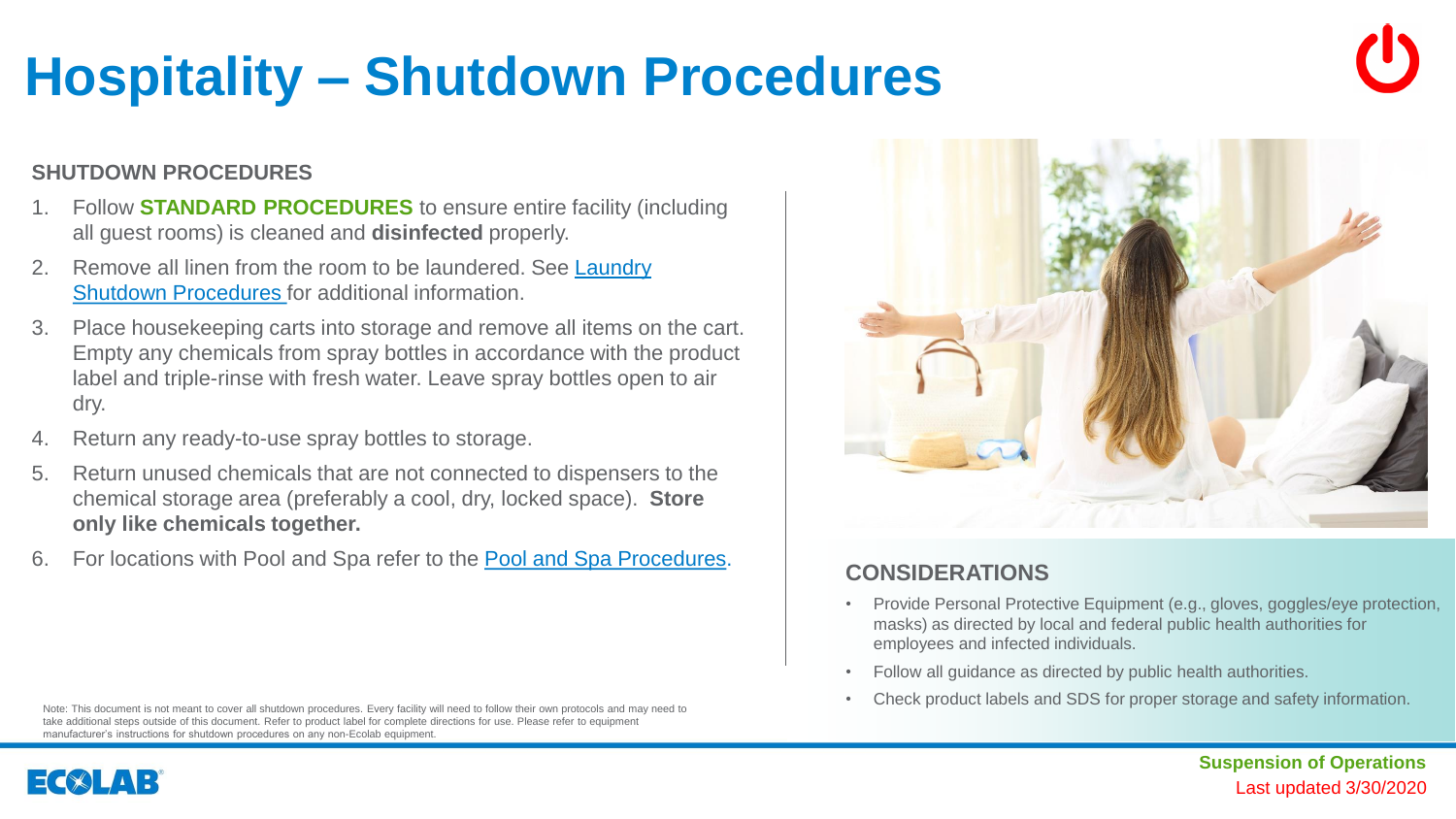# Hospitality – Shutdown Procedures

## SHUTDOWN PROCEDURES

1. Follow **STANDARD PROCEDURES** to ensure entire facility (including all guest rooms) is cleaned and **disinfected** properly.
2. Remove all linen from the room to be laundered. See [Laundry Shutdown Procedures](#) for additional information.
3. Place housekeeping carts into storage and remove all items on the cart. Empty any chemicals from spray bottles in accordance with the product label and triple-rinse with fresh water. Leave spray bottles open to air dry.
4. Return any ready-to-use spray bottles to storage.
5. Return unused chemicals that are not connected to dispensers to the chemical storage area (preferably a cool, dry, locked space). **Store only like chemicals together.**
6. For locations with Pool and Spa refer to the [Pool and Spa Procedures](#).

Note: This document is not meant to cover all shutdown procedures. Every facility will need to follow their own protocols and may need to take additional steps outside of this document. Refer to product label for complete directions for use. Please refer to equipment manufacturer's instructions for shutdown procedures on any non-Ecolab equipment.

## CONSIDERATIONS

- Provide Personal Protective Equipment (e.g., gloves, goggles/eye protection, masks) as directed by local and federal public health authorities for employees and infected individuals.
- Follow all guidance as directed by public health authorities.
- Check product labels and SDS for proper storage and safety information.

**Suspension of Operations**

Last updated 3/30/2020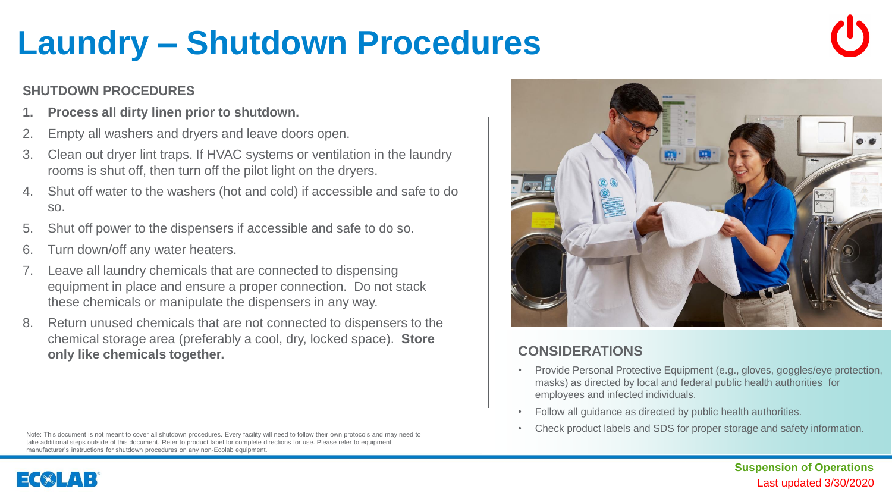# Laundry – Shutdown Procedures

## SHUTDOWN PROCEDURES

1. **Process all dirty linen prior to shutdown.**
2. Empty all washers and dryers and leave doors open.
3. Clean out dryer lint traps. If HVAC systems or ventilation in the laundry rooms is shut off, then turn off the pilot light on the dryers.
4. Shut off water to the washers (hot and cold) if accessible and safe to do so.
5. Shut off power to the dispensers if accessible and safe to do so.
6. Turn down/off any water heaters.
7. Leave all laundry chemicals that are connected to dispensing equipment in place and ensure a proper connection. Do not stack these chemicals or manipulate the dispensers in any way.
8. Return unused chemicals that are not connected to dispensers to the chemical storage area (preferably a cool, dry, locked space). **Store only like chemicals together.**

Note: This document is not meant to cover all shutdown procedures. Every facility will need to follow their own protocols and may need to take additional steps outside of this document. Refer to product label for complete directions for use. Please refer to equipment manufacturer's instructions for shutdown procedures on any non-Ecolab equipment.

## CONSIDERATIONS

- Provide Personal Protective Equipment (e.g., gloves, goggles/eye protection, masks) as directed by local and federal public health authorities for employees and infected individuals.
- Follow all guidance as directed by public health authorities.
- Check product labels and SDS for proper storage and safety information.

**Suspension of Operations**
Last updated 3/30/2020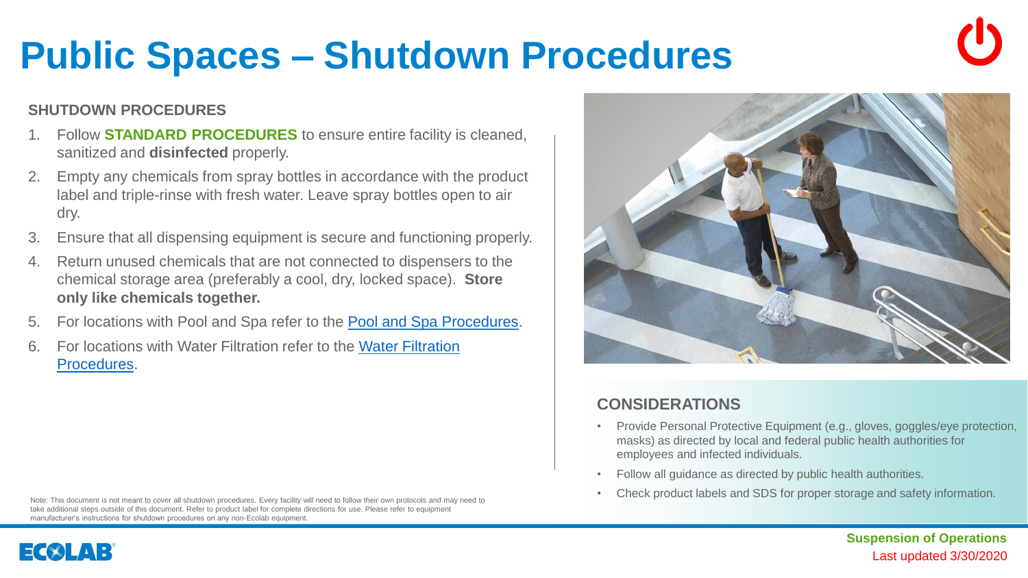# Public Spaces – Shutdown Procedures

## SHUTDOWN PROCEDURES

1. Follow **STANDARD PROCEDURES** to ensure entire facility is cleaned, sanitized and **disinfected** properly.
2. Empty any chemicals from spray bottles in accordance with the product label and triple-rinse with fresh water. Leave spray bottles open to air dry.
3. Ensure that all dispensing equipment is secure and functioning properly.
4. Return unused chemicals that are not connected to dispensers to the chemical storage area (preferably a cool, dry, locked space). **Store only like chemicals together.**
5. For locations with Pool and Spa refer to the Pool and Spa Procedures.
6. For locations with Water Filtration refer to the Water Filtration Procedures.

Note: This document is not meant to cover all shutdown procedures. Every facility will need to follow their own protocols and may need to take additional steps outside of this document. Refer to product label for complete directions for use. Please refer to equipment manufacturer's instructions for shutdown procedures on any non-Ecolab equipment.

## CONSIDERATIONS

- Provide Personal Protective Equipment (e.g., gloves, goggles/eye protection, masks) as directed by local and federal public health authorities for employees and infected individuals.
- Follow all guidance as directed by public health authorities.
- Check product labels and SDS for proper storage and safety information.

**Suspension of Operations**
Last updated 3/30/2020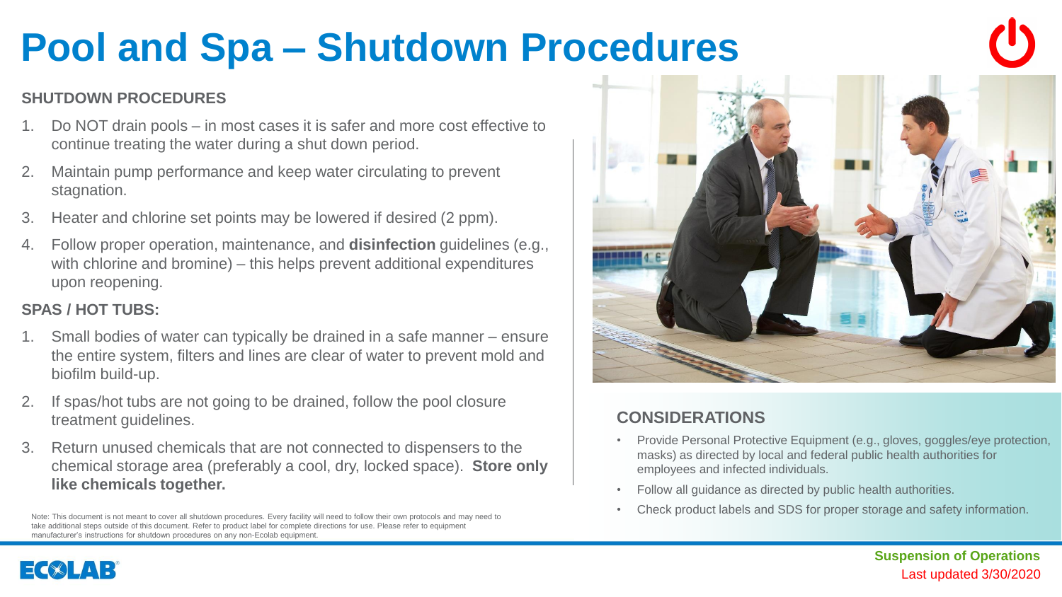# Pool and Spa – Shutdown Procedures

## SHUTDOWN PROCEDURES

1. Do NOT drain pools – in most cases it is safer and more cost effective to continue treating the water during a shut down period.
2. Maintain pump performance and keep water circulating to prevent stagnation.
3. Heater and chlorine set points may be lowered if desired (2 ppm).
4. Follow proper operation, maintenance, and **disinfection** guidelines (e.g., with chlorine and bromine) – this helps prevent additional expenditures upon reopening.

## SPAS / HOT TUBS:

1. Small bodies of water can typically be drained in a safe manner – ensure the entire system, filters and lines are clear of water to prevent mold and biofilm build-up.
2. If spas/hot tubs are not going to be drained, follow the pool closure treatment guidelines.
3. Return unused chemicals that are not connected to dispensers to the chemical storage area (preferably a cool, dry, locked space). **Store only like chemicals together.**

Note: This document is not meant to cover all shutdown procedures. Every facility will need to follow their own protocols and may need to take additional steps outside of this document. Refer to product label for complete directions for use. Please refer to equipment manufacturer's instructions for shutdown procedures on any non-Ecolab equipment.

## CONSIDERATIONS

- Provide Personal Protective Equipment (e.g., gloves, goggles/eye protection, masks) as directed by local and federal public health authorities for employees and infected individuals.
- Follow all guidance as directed by public health authorities.
- Check product labels and SDS for proper storage and safety information.

Suspension of Operations

Last updated 3/30/2020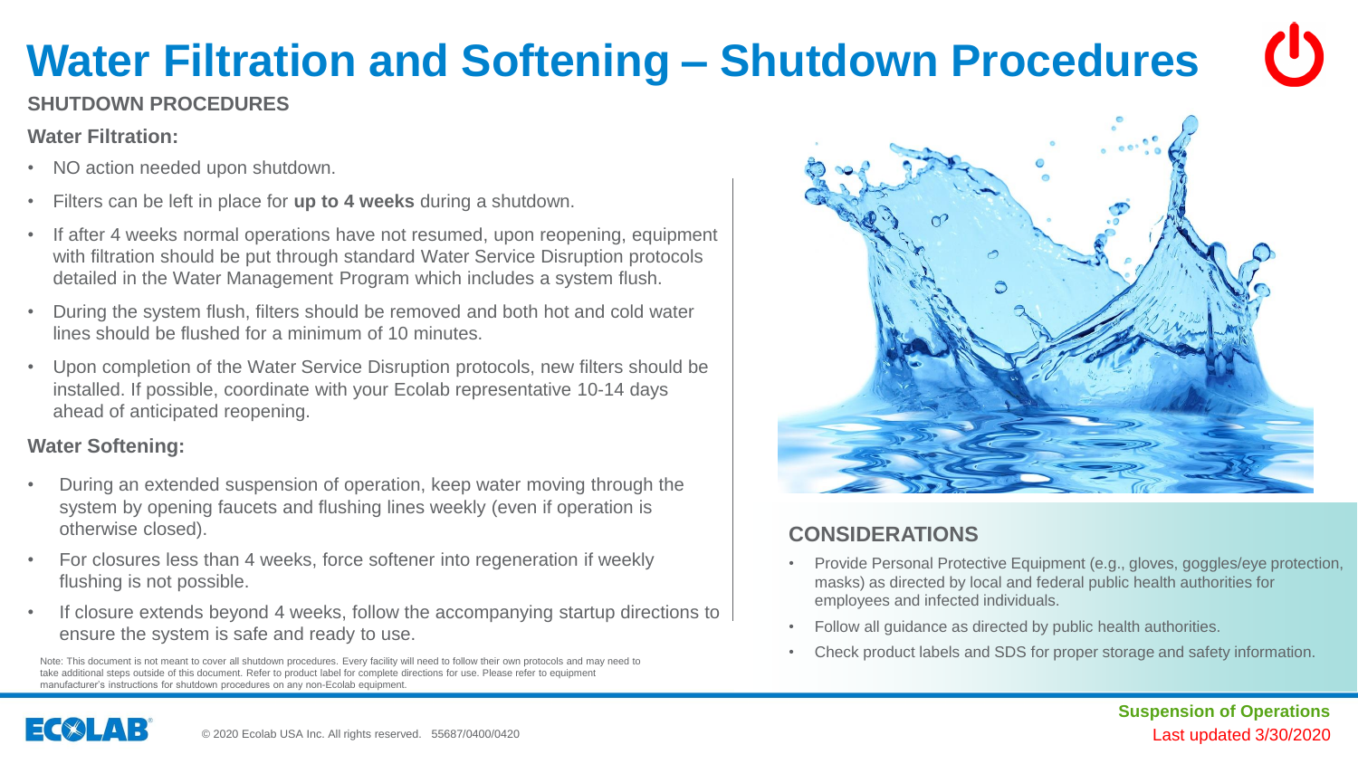# Water Filtration and Softening – Shutdown Procedures

**SHUTDOWN PROCEDURES**

### Water Filtration:

- NO action needed upon shutdown.
- Filters can be left in place for **up to 4 weeks** during a shutdown.
- If after 4 weeks normal operations have not resumed, upon reopening, equipment with filtration should be put through standard Water Service Disruption protocols detailed in the Water Management Program which includes a system flush.
- During the system flush, filters should be removed and both hot and cold water lines should be flushed for a minimum of 10 minutes.
- Upon completion of the Water Service Disruption protocols, new filters should be installed. If possible, coordinate with your Ecolab representative 10-14 days ahead of anticipated reopening.

### Water Softening:

- During an extended suspension of operation, keep water moving through the system by opening faucets and flushing lines weekly (even if operation is otherwise closed).
- For closures less than 4 weeks, force softener into regeneration if weekly flushing is not possible.
- If closure extends beyond 4 weeks, follow the accompanying startup directions to ensure the system is safe and ready to use.

Note: This document is not meant to cover all shutdown procedures. Every facility will need to follow their own protocols and may need to take additional steps outside of this document. Refer to product label for complete directions for use. Please refer to equipment manufacturer's instructions for shutdown procedures on any non-Ecolab equipment.

## CONSIDERATIONS

- Provide Personal Protective Equipment (e.g., gloves, goggles/eye protection, masks) as directed by local and federal public health authorities for employees and infected individuals.
- Follow all guidance as directed by public health authorities.
- Check product labels and SDS for proper storage and safety information.

© 2020 Ecolab USA Inc. All rights reserved. 55687/0400/0420

**Suspension of Operations**

Last updated 3/30/2020